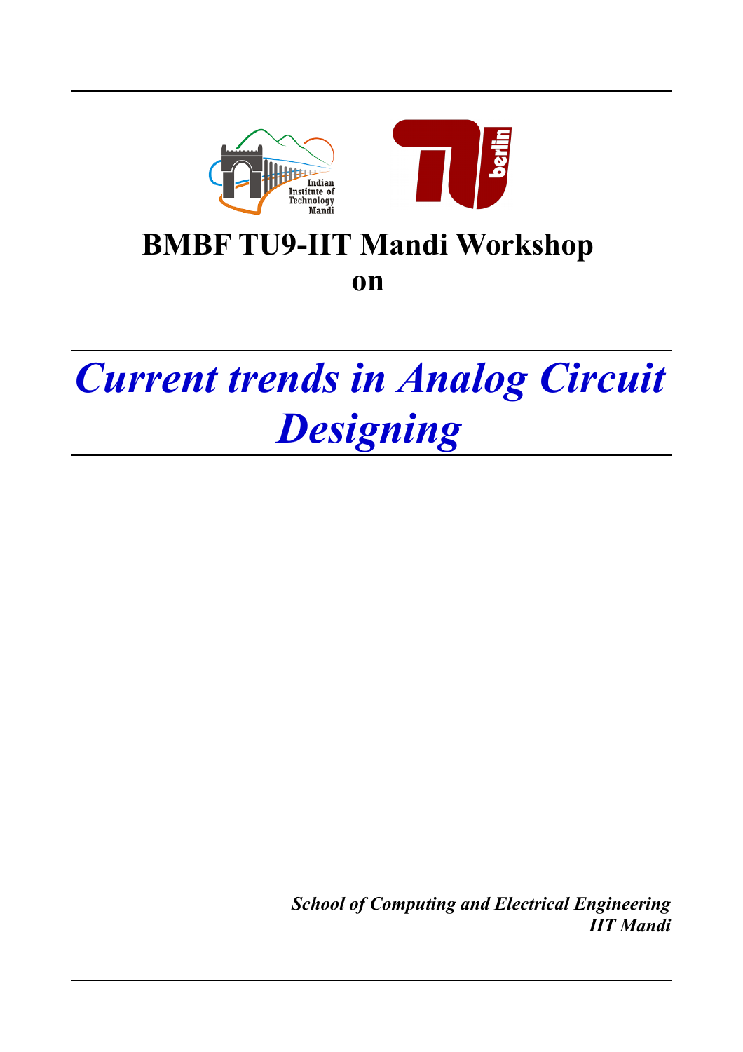# BMBF TU9-IIT Mandi Workshop on

# *Current trends in Analog Circuit Designing*

***School of Computing and Electrical Engineering***
***IIT Mandi***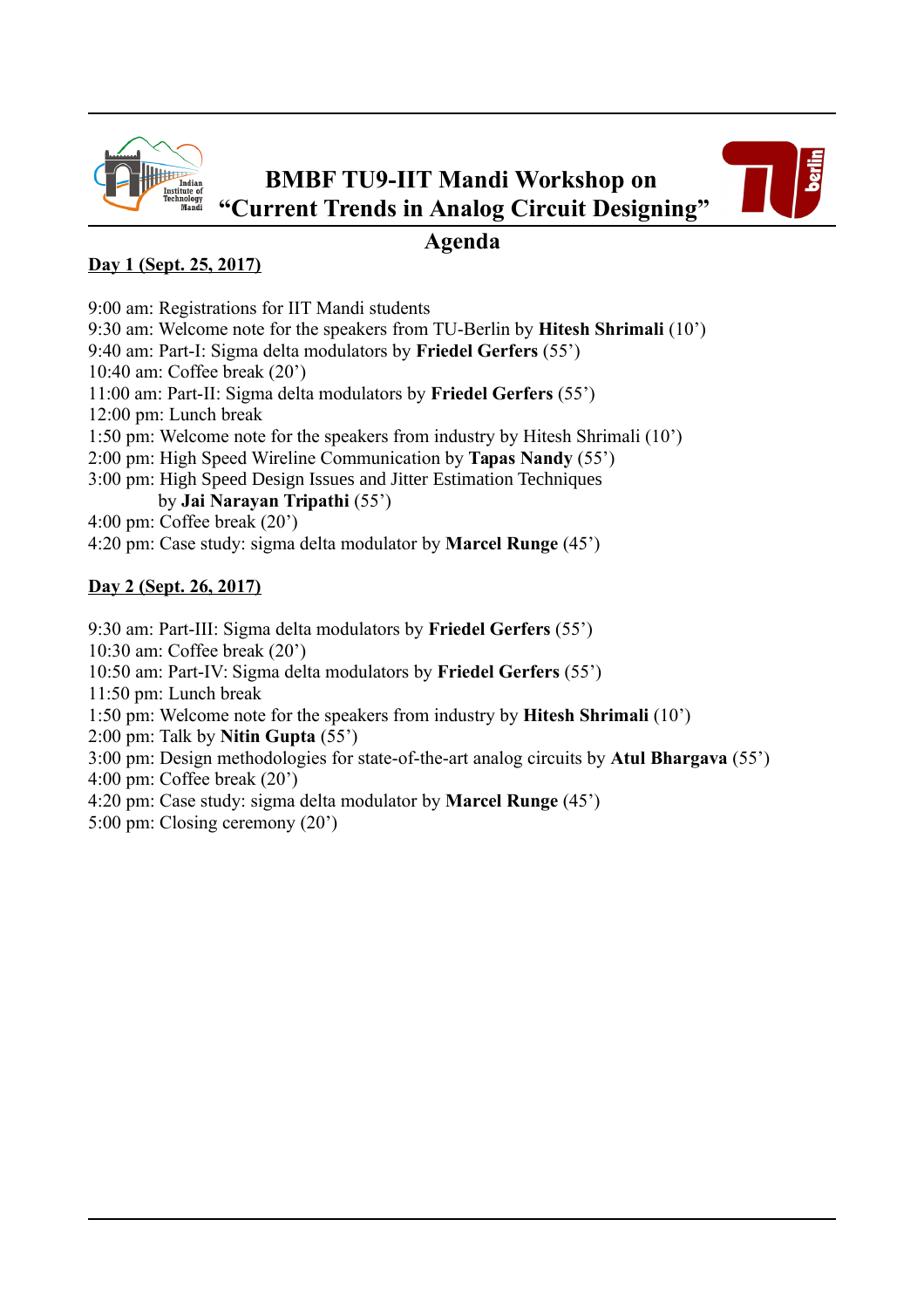# BMBF TU9-IIT Mandi Workshop on "Current Trends in Analog Circuit Designing"

## Agenda

**Day 1 (Sept. 25, 2017)**

9:00 am: Registrations for IIT Mandi students
9:30 am: Welcome note for the speakers from TU-Berlin by **Hitesh Shrimali** (10')
9:40 am: Part-I: Sigma delta modulators by **Friedel Gerfers** (55')
10:40 am: Coffee break (20')
11:00 am: Part-II: Sigma delta modulators by **Friedel Gerfers** (55')
12:00 pm: Lunch break
1:50 pm: Welcome note for the speakers from industry by Hitesh Shrimali (10')
2:00 pm: High Speed Wireline Communication by **Tapas Nandy** (55')
3:00 pm: High Speed Design Issues and Jitter Estimation Techniques
by **Jai Narayan Tripathi** (55')
4:00 pm: Coffee break (20')
4:20 pm: Case study: sigma delta modulator by **Marcel Runge** (45')

**Day 2 (Sept. 26, 2017)**

9:30 am: Part-III: Sigma delta modulators by **Friedel Gerfers** (55')
10:30 am: Coffee break (20')
10:50 am: Part-IV: Sigma delta modulators by **Friedel Gerfers** (55')
11:50 pm: Lunch break
1:50 pm: Welcome note for the speakers from industry by **Hitesh Shrimali** (10')
2:00 pm: Talk by **Nitin Gupta** (55')
3:00 pm: Design methodologies for state-of-the-art analog circuits by **Atul Bhargava** (55')
4:00 pm: Coffee break (20')
4:20 pm: Case study: sigma delta modulator by **Marcel Runge** (45')
5:00 pm: Closing ceremony (20')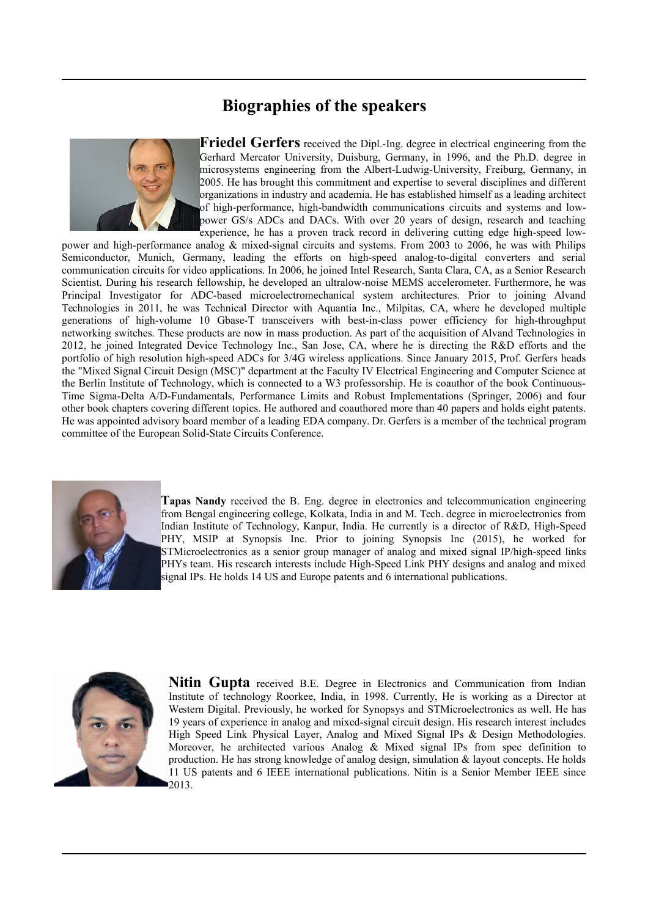# Biographies of the speakers

**Friedel Gerfers** received the Dipl.-Ing. degree in electrical engineering from the Gerhard Mercator University, Duisburg, Germany, in 1996, and the Ph.D. degree in microsystems engineering from the Albert-Ludwig-University, Freiburg, Germany, in 2005. He has brought this commitment and expertise to several disciplines and different organizations in industry and academia. He has established himself as a leading architect of high-performance, high-bandwidth communications circuits and systems and low-power GS/s ADCs and DACs. With over 20 years of design, research and teaching experience, he has a proven track record in delivering cutting edge high-speed low-power and high-performance analog & mixed-signal circuits and systems. From 2003 to 2006, he was with Philips Semiconductor, Munich, Germany, leading the efforts on high-speed analog-to-digital converters and serial communication circuits for video applications. In 2006, he joined Intel Research, Santa Clara, CA, as a Senior Research Scientist. During his research fellowship, he developed an ultralow-noise MEMS accelerometer. Furthermore, he was Principal Investigator for ADC-based microelectromechanical system architectures. Prior to joining Alvand Technologies in 2011, he was Technical Director with Aquantia Inc., Milpitas, CA, where he developed multiple generations of high-volume 10 Gbase-T transceivers with best-in-class power efficiency for high-throughput networking switches. These products are now in mass production. As part of the acquisition of Alvand Technologies in 2012, he joined Integrated Device Technology Inc., San Jose, CA, where he is directing the R&D efforts and the portfolio of high resolution high-speed ADCs for 3/4G wireless applications. Since January 2015, Prof. Gerfers heads the "Mixed Signal Circuit Design (MSC)" department at the Faculty IV Electrical Engineering and Computer Science at the Berlin Institute of Technology, which is connected to a W3 professorship. He is coauthor of the book Continuous-Time Sigma-Delta A/D-Fundamentals, Performance Limits and Robust Implementations (Springer, 2006) and four other book chapters covering different topics. He authored and coauthored more than 40 papers and holds eight patents. He was appointed advisory board member of a leading EDA company. Dr. Gerfers is a member of the technical program committee of the European Solid-State Circuits Conference.

**Tapas Nandy** received the B. Eng. degree in electronics and telecommunication engineering from Bengal engineering college, Kolkata, India in and M. Tech. degree in microelectronics from Indian Institute of Technology, Kanpur, India. He currently is a director of R&D, High-Speed PHY, MSIP at Synopsis Inc. Prior to joining Synopsis Inc (2015), he worked for STMicroelectronics as a senior group manager of analog and mixed signal IP/high-speed links PHYs team. His research interests include High-Speed Link PHY designs and analog and mixed signal IPs. He holds 14 US and Europe patents and 6 international publications.

**Nitin Gupta** received B.E. Degree in Electronics and Communication from Indian Institute of technology Roorkee, India, in 1998. Currently, He is working as a Director at Western Digital. Previously, he worked for Synopsys and STMicroelectronics as well. He has 19 years of experience in analog and mixed-signal circuit design. His research interest includes High Speed Link Physical Layer, Analog and Mixed Signal IPs & Design Methodologies. Moreover, he architected various Analog & Mixed signal IPs from spec definition to production. He has strong knowledge of analog design, simulation & layout concepts. He holds 11 US patents and 6 IEEE international publications. Nitin is a Senior Member IEEE since 2013.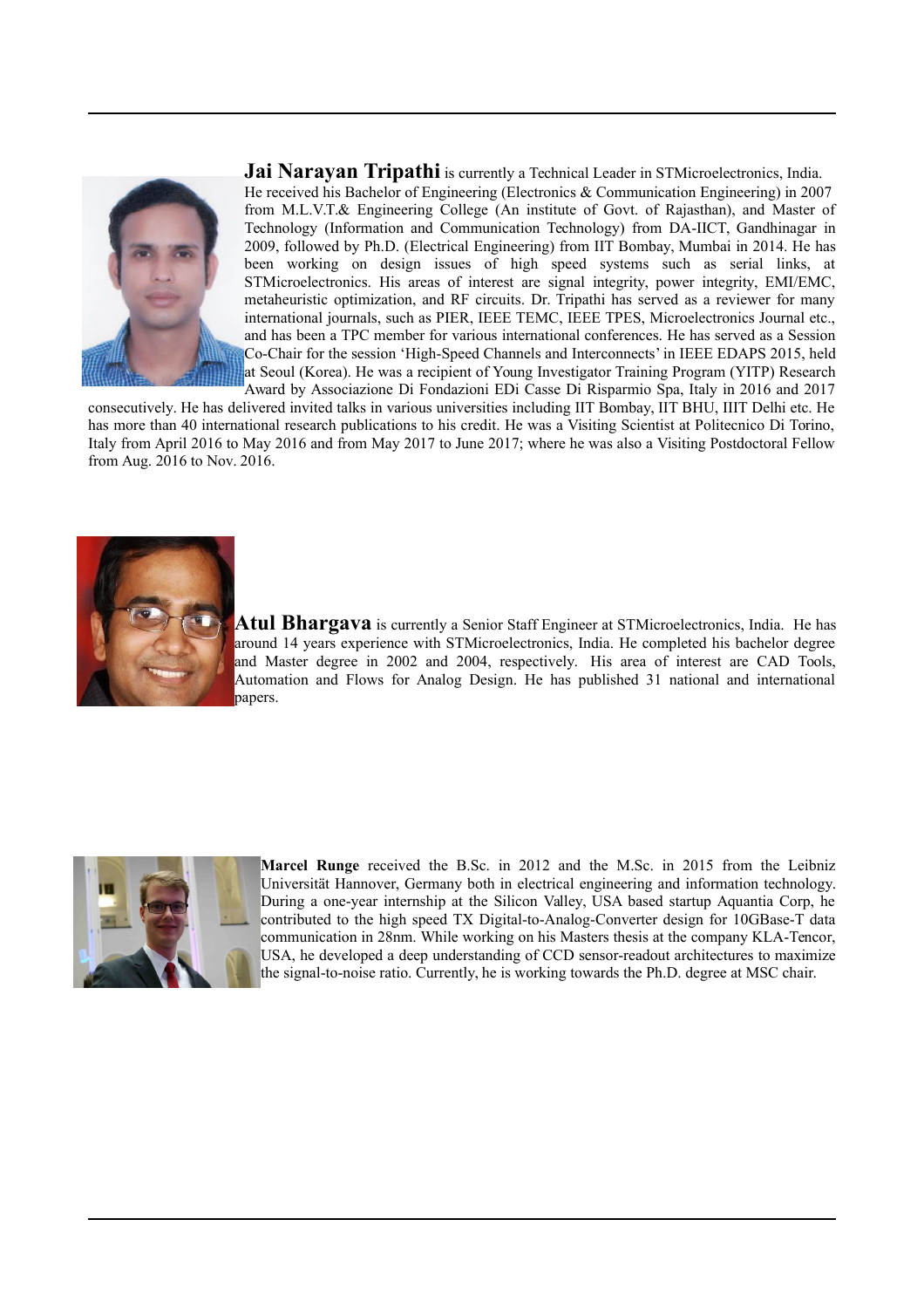**Jai Narayan Tripathi** is currently a Technical Leader in STMicroelectronics, India. He received his Bachelor of Engineering (Electronics & Communication Engineering) in 2007 from M.L.V.T.& Engineering College (An institute of Govt. of Rajasthan), and Master of Technology (Information and Communication Technology) from DA-IICT, Gandhinagar in 2009, followed by Ph.D. (Electrical Engineering) from IIT Bombay, Mumbai in 2014. He has been working on design issues of high speed systems such as serial links, at STMicroelectronics. His areas of interest are signal integrity, power integrity, EMI/EMC, metaheuristic optimization, and RF circuits. Dr. Tripathi has served as a reviewer for many international journals, such as PIER, IEEE TEMC, IEEE TPES, Microelectronics Journal etc., and has been a TPC member for various international conferences. He has served as a Session Co-Chair for the session 'High-Speed Channels and Interconnects' in IEEE EDAPS 2015, held at Seoul (Korea). He was a recipient of Young Investigator Training Program (YITP) Research Award by Associazione Di Fondazioni EDi Casse Di Risparmio Spa, Italy in 2016 and 2017 consecutively. He has delivered invited talks in various universities including IIT Bombay, IIT BHU, IIIT Delhi etc. He has more than 40 international research publications to his credit. He was a Visiting Scientist at Politecnico Di Torino, Italy from April 2016 to May 2016 and from May 2017 to June 2017; where he was also a Visiting Postdoctoral Fellow from Aug. 2016 to Nov. 2016.

**Atul Bhargava** is currently a Senior Staff Engineer at STMicroelectronics, India. He has around 14 years experience with STMicroelectronics, India. He completed his bachelor degree and Master degree in 2002 and 2004, respectively. His area of interest are CAD Tools, Automation and Flows for Analog Design. He has published 31 national and international papers.

**Marcel Runge** received the B.Sc. in 2012 and the M.Sc. in 2015 from the Leibniz Universität Hannover, Germany both in electrical engineering and information technology. During a one-year internship at the Silicon Valley, USA based startup Aquantia Corp, he contributed to the high speed TX Digital-to-Analog-Converter design for 10GBase-T data communication in 28nm. While working on his Masters thesis at the company KLA-Tencor, USA, he developed a deep understanding of CCD sensor-readout architectures to maximize the signal-to-noise ratio. Currently, he is working towards the Ph.D. degree at MSC chair.